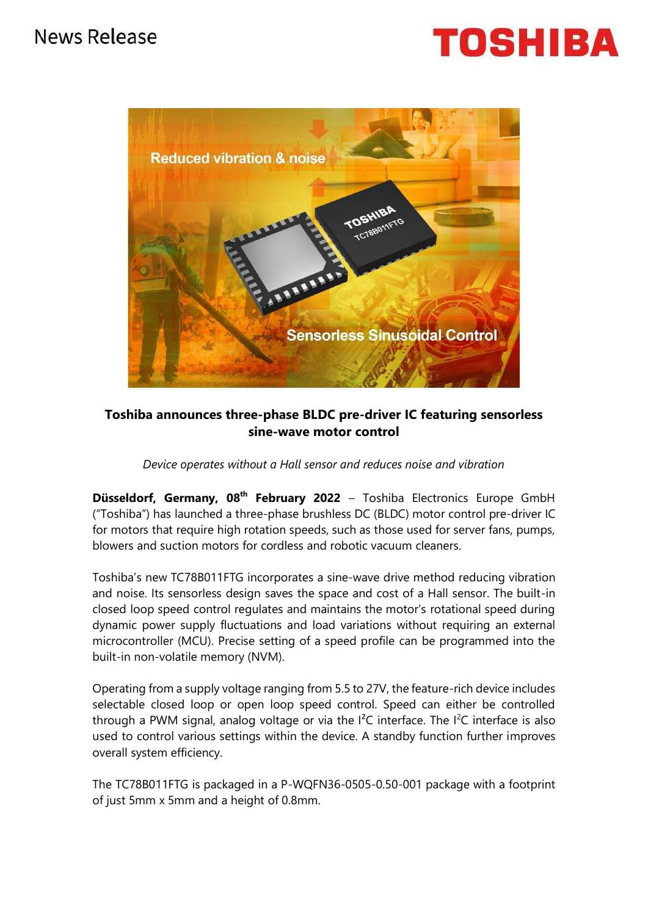News Release

**Toshiba announces three-phase BLDC pre-driver IC featuring sensorless sine-wave motor control**

*Device operates without a Hall sensor and reduces noise and vibration*

**Düsseldorf, Germany, 08th February 2022** – Toshiba Electronics Europe GmbH ("Toshiba") has launched a three-phase brushless DC (BLDC) motor control pre-driver IC for motors that require high rotation speeds, such as those used for server fans, pumps, blowers and suction motors for cordless and robotic vacuum cleaners.

Toshiba's new TC78B011FTG incorporates a sine-wave drive method reducing vibration and noise. Its sensorless design saves the space and cost of a Hall sensor. The built-in closed loop speed control regulates and maintains the motor's rotational speed during dynamic power supply fluctuations and load variations without requiring an external microcontroller (MCU). Precise setting of a speed profile can be programmed into the built-in non-volatile memory (NVM).

Operating from a supply voltage ranging from 5.5 to 27V, the feature-rich device includes selectable closed loop or open loop speed control. Speed can either be controlled through a PWM signal, analog voltage or via the I²C interface. The I²C interface is also used to control various settings within the device. A standby function further improves overall system efficiency.

The TC78B011FTG is packaged in a P-WQFN36-0505-0.50-001 package with a footprint of just 5mm x 5mm and a height of 0.8mm.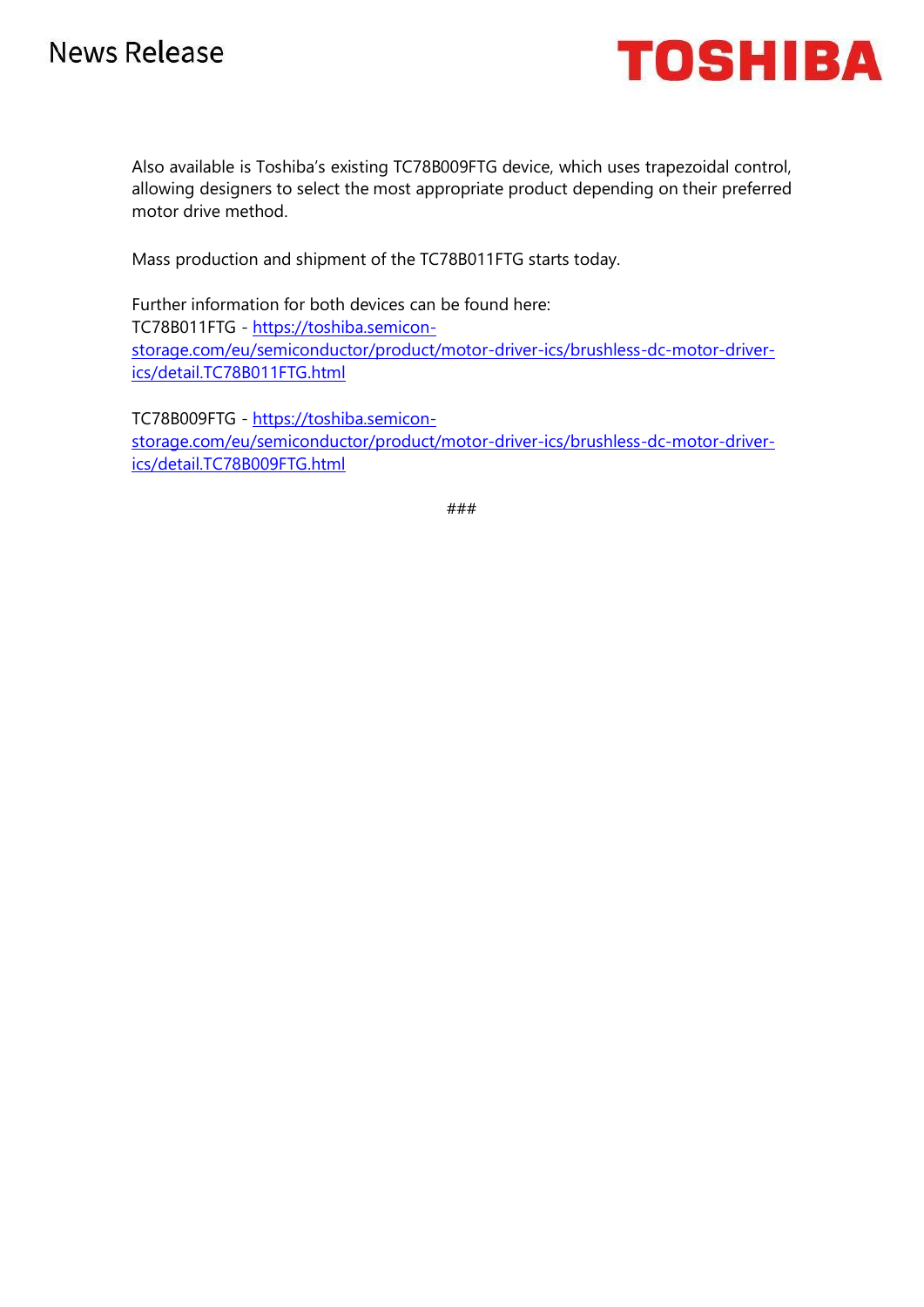Also available is Toshiba's existing TC78B009FTG device, which uses trapezoidal control, allowing designers to select the most appropriate product depending on their preferred motor drive method.

Mass production and shipment of the TC78B011FTG starts today.

Further information for both devices can be found here:
TC78B011FTG - https://toshiba.semicon-storage.com/eu/semiconductor/product/motor-driver-ics/brushless-dc-motor-driver-ics/detail.TC78B011FTG.html

TC78B009FTG - https://toshiba.semicon-storage.com/eu/semiconductor/product/motor-driver-ics/brushless-dc-motor-driver-ics/detail.TC78B009FTG.html

###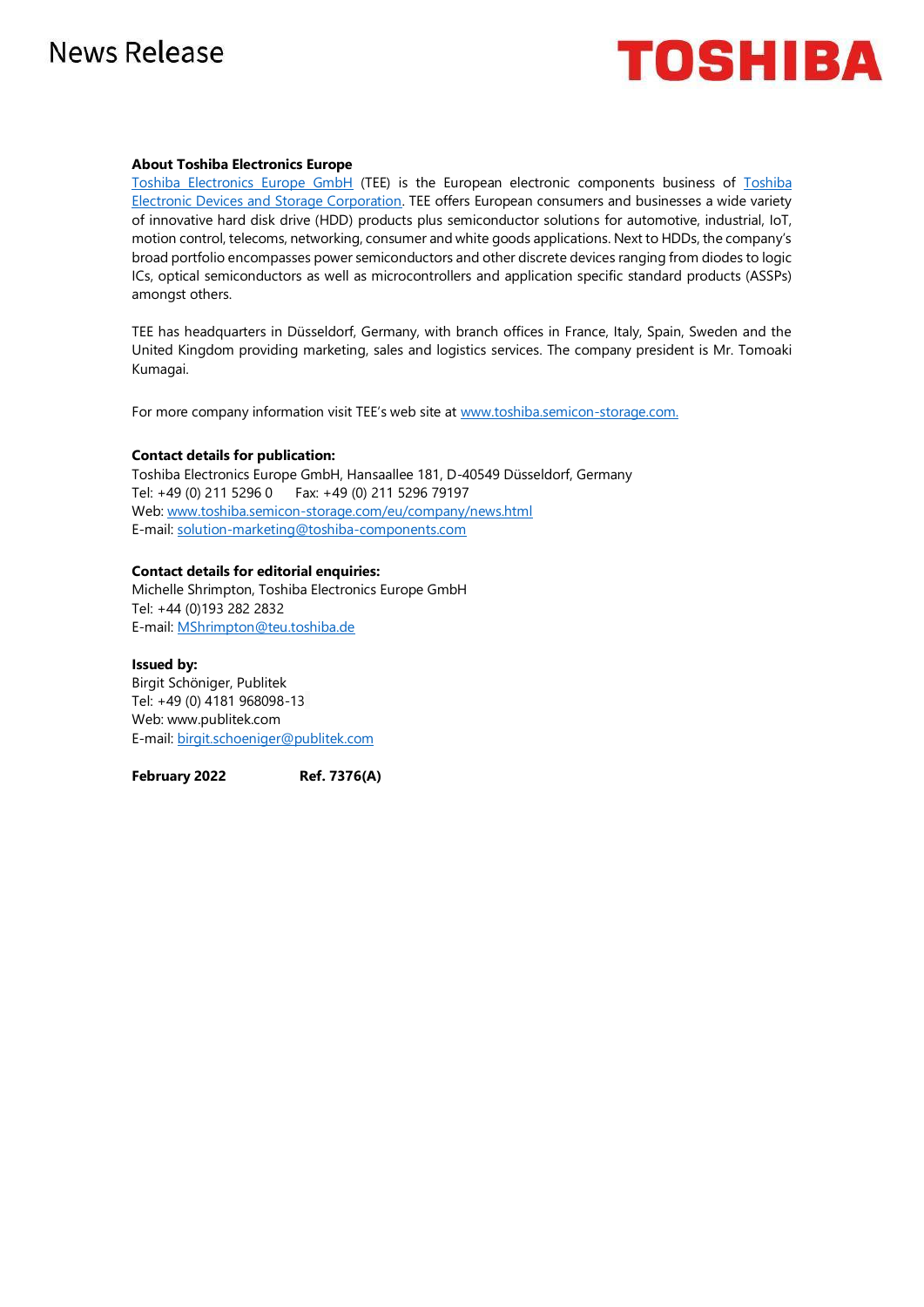**About Toshiba Electronics Europe**

Toshiba Electronics Europe GmbH (TEE) is the European electronic components business of Toshiba Electronic Devices and Storage Corporation. TEE offers European consumers and businesses a wide variety of innovative hard disk drive (HDD) products plus semiconductor solutions for automotive, industrial, IoT, motion control, telecoms, networking, consumer and white goods applications. Next to HDDs, the company's broad portfolio encompasses power semiconductors and other discrete devices ranging from diodes to logic ICs, optical semiconductors as well as microcontrollers and application specific standard products (ASSPs) amongst others.

TEE has headquarters in Düsseldorf, Germany, with branch offices in France, Italy, Spain, Sweden and the United Kingdom providing marketing, sales and logistics services. The company president is Mr. Tomoaki Kumagai.

For more company information visit TEE's web site at www.toshiba.semicon-storage.com.

**Contact details for publication:**
Toshiba Electronics Europe GmbH, Hansaallee 181, D-40549 Düsseldorf, Germany
Tel: +49 (0) 211 5296 0 Fax: +49 (0) 211 5296 79197
Web: www.toshiba.semicon-storage.com/eu/company/news.html
E-mail: solution-marketing@toshiba-components.com

**Contact details for editorial enquiries:**
Michelle Shrimpton, Toshiba Electronics Europe GmbH
Tel: +44 (0)193 282 2832
E-mail: MShrimpton@teu.toshiba.de

**Issued by:**
Birgit Schöniger, Publitek
Tel: +49 (0) 4181 968098-13
Web: www.publitek.com
E-mail: birgit.schoeniger@publitek.com

**February 2022** **Ref. 7376(A)**